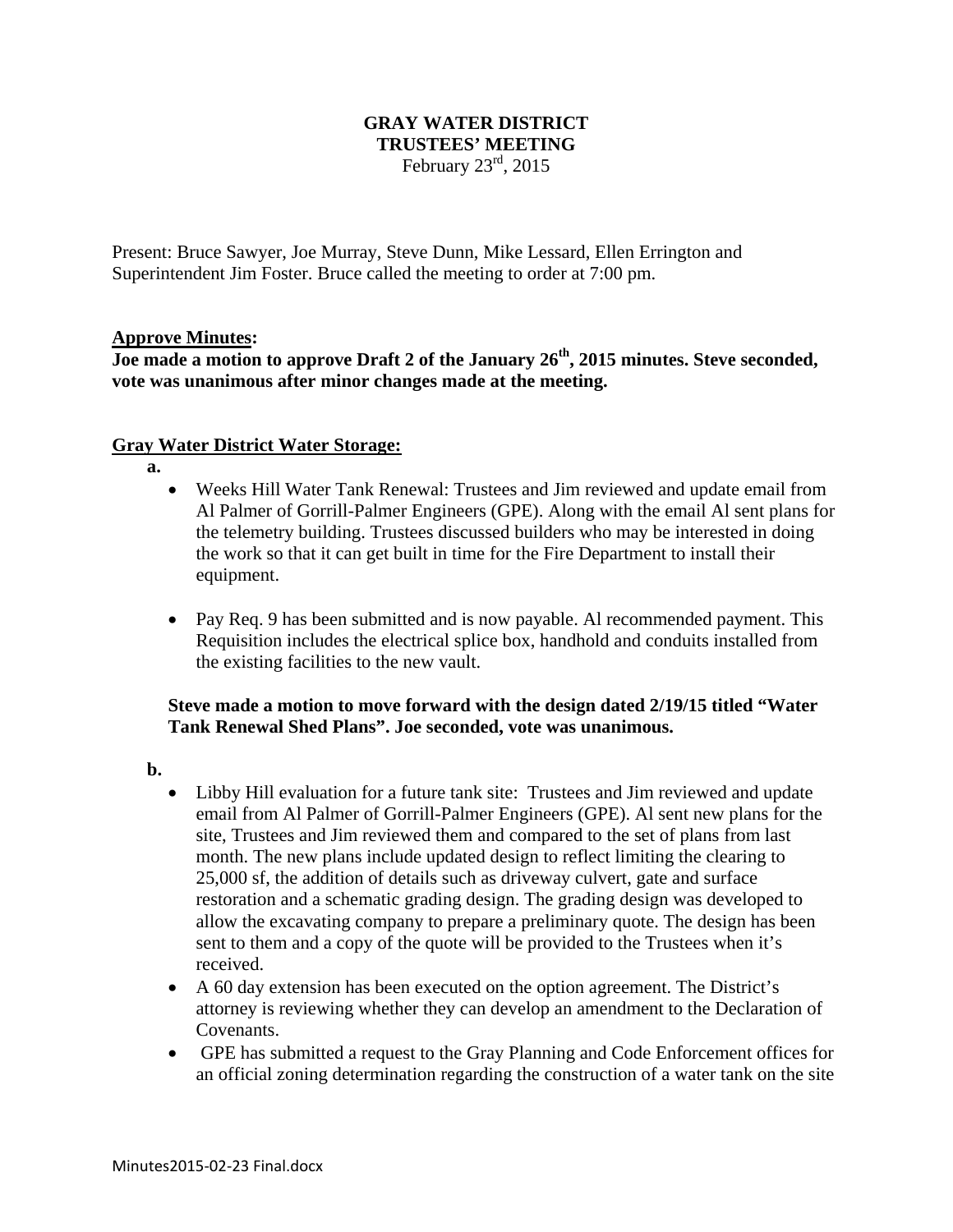# GRAY WATER DISTRICT
## TRUSTEES' MEETING
February 23rd, 2015

Present: Bruce Sawyer, Joe Murray, Steve Dunn, Mike Lessard, Ellen Errington and Superintendent Jim Foster. Bruce called the meeting to order at 7:00 pm.

**Approve Minutes:**

**Joe made a motion to approve Draft 2 of the January 26th, 2015 minutes. Steve seconded, vote was unanimous after minor changes made at the meeting.**

**Gray Water District Water Storage:**

**a.**

- Weeks Hill Water Tank Renewal: Trustees and Jim reviewed and update email from Al Palmer of Gorrill-Palmer Engineers (GPE). Along with the email Al sent plans for the telemetry building. Trustees discussed builders who may be interested in doing the work so that it can get built in time for the Fire Department to install their equipment.

- Pay Req. 9 has been submitted and is now payable. Al recommended payment. This Requisition includes the electrical splice box, handhold and conduits installed from the existing facilities to the new vault.

**Steve made a motion to move forward with the design dated 2/19/15 titled "Water Tank Renewal Shed Plans". Joe seconded, vote was unanimous.**

**b.**

- Libby Hill evaluation for a future tank site: Trustees and Jim reviewed and update email from Al Palmer of Gorrill-Palmer Engineers (GPE). Al sent new plans for the site, Trustees and Jim reviewed them and compared to the set of plans from last month. The new plans include updated design to reflect limiting the clearing to 25,000 sf, the addition of details such as driveway culvert, gate and surface restoration and a schematic grading design. The grading design was developed to allow the excavating company to prepare a preliminary quote. The design has been sent to them and a copy of the quote will be provided to the Trustees when it's received.
- A 60 day extension has been executed on the option agreement. The District's attorney is reviewing whether they can develop an amendment to the Declaration of Covenants.
- GPE has submitted a request to the Gray Planning and Code Enforcement offices for an official zoning determination regarding the construction of a water tank on the site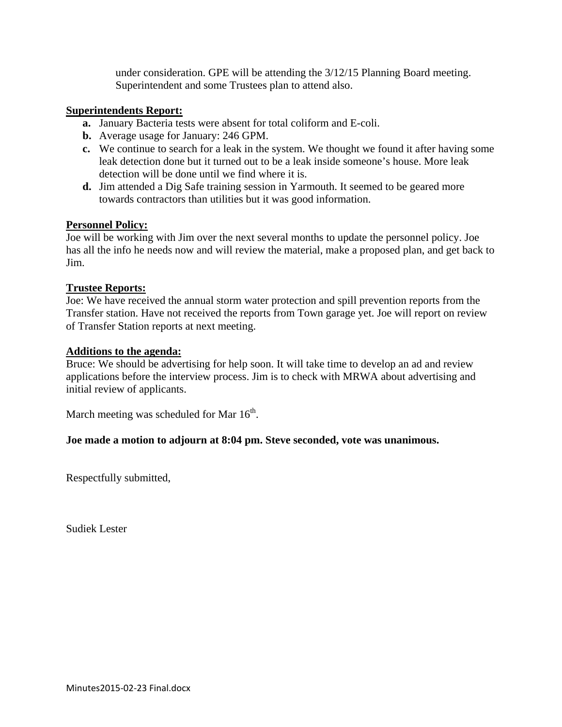under consideration. GPE will be attending the 3/12/15 Planning Board meeting. Superintendent and some Trustees plan to attend also.

**Superintendents Report:**

- **a.** January Bacteria tests were absent for total coliform and E-coli.
- **b.** Average usage for January: 246 GPM.
- **c.** We continue to search for a leak in the system. We thought we found it after having some leak detection done but it turned out to be a leak inside someone's house. More leak detection will be done until we find where it is.
- **d.** Jim attended a Dig Safe training session in Yarmouth. It seemed to be geared more towards contractors than utilities but it was good information.

**Personnel Policy:**

Joe will be working with Jim over the next several months to update the personnel policy. Joe has all the info he needs now and will review the material, make a proposed plan, and get back to Jim.

**Trustee Reports:**

Joe: We have received the annual storm water protection and spill prevention reports from the Transfer station. Have not received the reports from Town garage yet. Joe will report on review of Transfer Station reports at next meeting.

**Additions to the agenda:**

Bruce: We should be advertising for help soon. It will take time to develop an ad and review applications before the interview process. Jim is to check with MRWA about advertising and initial review of applicants.

March meeting was scheduled for Mar 16th.

**Joe made a motion to adjourn at 8:04 pm. Steve seconded, vote was unanimous.**

Respectfully submitted,

Sudiek Lester

Minutes2015-02-23 Final.docx